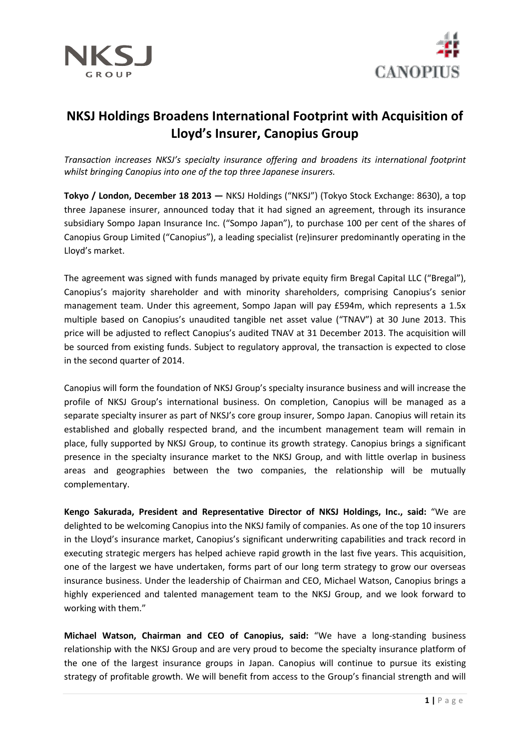# NKSJ Holdings Broadens International Footprint with Acquisition of Lloyd's Insurer, Canopius Group

*Transaction increases NKSJ's specialty insurance offering and broadens its international footprint whilst bringing Canopius into one of the top three Japanese insurers.*

**Tokyo / London, December 18 2013 —** NKSJ Holdings ("NKSJ") (Tokyo Stock Exchange: 8630), a top three Japanese insurer, announced today that it had signed an agreement, through its insurance subsidiary Sompo Japan Insurance Inc. ("Sompo Japan"), to purchase 100 per cent of the shares of Canopius Group Limited ("Canopius"), a leading specialist (re)insurer predominantly operating in the Lloyd's market.

The agreement was signed with funds managed by private equity firm Bregal Capital LLC ("Bregal"), Canopius's majority shareholder and with minority shareholders, comprising Canopius's senior management team. Under this agreement, Sompo Japan will pay £594m, which represents a 1.5x multiple based on Canopius's unaudited tangible net asset value ("TNAV") at 30 June 2013. This price will be adjusted to reflect Canopius's audited TNAV at 31 December 2013. The acquisition will be sourced from existing funds. Subject to regulatory approval, the transaction is expected to close in the second quarter of 2014.

Canopius will form the foundation of NKSJ Group's specialty insurance business and will increase the profile of NKSJ Group's international business. On completion, Canopius will be managed as a separate specialty insurer as part of NKSJ's core group insurer, Sompo Japan. Canopius will retain its established and globally respected brand, and the incumbent management team will remain in place, fully supported by NKSJ Group, to continue its growth strategy. Canopius brings a significant presence in the specialty insurance market to the NKSJ Group, and with little overlap in business areas and geographies between the two companies, the relationship will be mutually complementary.

**Kengo Sakurada, President and Representative Director of NKSJ Holdings, Inc., said:** "We are delighted to be welcoming Canopius into the NKSJ family of companies. As one of the top 10 insurers in the Lloyd's insurance market, Canopius's significant underwriting capabilities and track record in executing strategic mergers has helped achieve rapid growth in the last five years. This acquisition, one of the largest we have undertaken, forms part of our long term strategy to grow our overseas insurance business. Under the leadership of Chairman and CEO, Michael Watson, Canopius brings a highly experienced and talented management team to the NKSJ Group, and we look forward to working with them."

**Michael Watson, Chairman and CEO of Canopius, said:** "We have a long-standing business relationship with the NKSJ Group and are very proud to become the specialty insurance platform of the one of the largest insurance groups in Japan. Canopius will continue to pursue its existing strategy of profitable growth. We will benefit from access to the Group's financial strength and will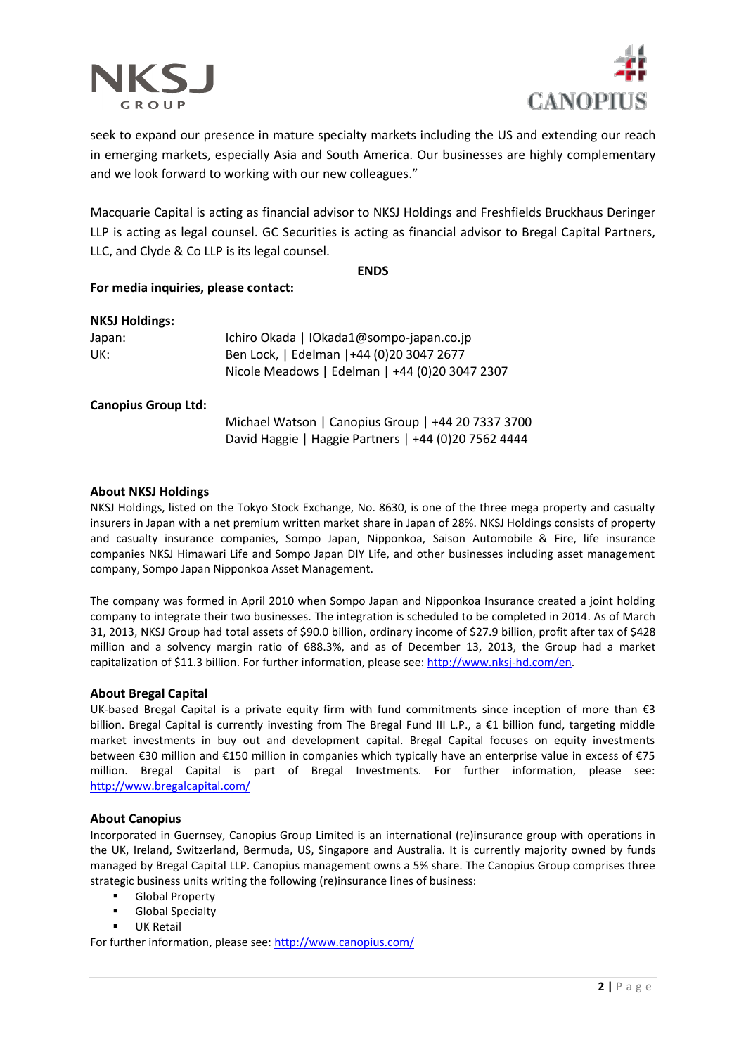seek to expand our presence in mature specialty markets including the US and extending our reach in emerging markets, especially Asia and South America. Our businesses are highly complementary and we look forward to working with our new colleagues."

Macquarie Capital is acting as financial advisor to NKSJ Holdings and Freshfields Bruckhaus Deringer LLP is acting as legal counsel. GC Securities is acting as financial advisor to Bregal Capital Partners, LLC, and Clyde & Co LLP is its legal counsel.

**ENDS**

**For media inquiries, please contact:**

**NKSJ Holdings:**

| | |
|---|---|
| Japan: | Ichiro Okada \| IOkada1@sompo-japan.co.jp |
| UK: | Ben Lock, \| Edelman \|+44 (0)20 3047 2677 |
| | Nicole Meadows \| Edelman \| +44 (0)20 3047 2307 |

**Canopius Group Ltd:**

Michael Watson | Canopius Group | +44 20 7337 3700
David Haggie | Haggie Partners | +44 (0)20 7562 4444

---

## About NKSJ Holdings

NKSJ Holdings, listed on the Tokyo Stock Exchange, No. 8630, is one of the three mega property and casualty insurers in Japan with a net premium written market share in Japan of 28%. NKSJ Holdings consists of property and casualty insurance companies, Sompo Japan, Nipponkoa, Saison Automobile & Fire, life insurance companies NKSJ Himawari Life and Sompo Japan DIY Life, and other businesses including asset management company, Sompo Japan Nipponkoa Asset Management.

The company was formed in April 2010 when Sompo Japan and Nipponkoa Insurance created a joint holding company to integrate their two businesses. The integration is scheduled to be completed in 2014. As of March 31, 2013, NKSJ Group had total assets of $90.0 billion, ordinary income of $27.9 billion, profit after tax of $428 million and a solvency margin ratio of 688.3%, and as of December 13, 2013, the Group had a market capitalization of $11.3 billion. For further information, please see: http://www.nksj-hd.com/en.

## About Bregal Capital

UK-based Bregal Capital is a private equity firm with fund commitments since inception of more than €3 billion. Bregal Capital is currently investing from The Bregal Fund III L.P., a €1 billion fund, targeting middle market investments in buy out and development capital. Bregal Capital focuses on equity investments between €30 million and €150 million in companies which typically have an enterprise value in excess of €75 million. Bregal Capital is part of Bregal Investments. For further information, please see: http://www.bregalcapital.com/

## About Canopius

Incorporated in Guernsey, Canopius Group Limited is an international (re)insurance group with operations in the UK, Ireland, Switzerland, Bermuda, US, Singapore and Australia. It is currently majority owned by funds managed by Bregal Capital LLP. Canopius management owns a 5% share. The Canopius Group comprises three strategic business units writing the following (re)insurance lines of business:

- Global Property
- Global Specialty
- UK Retail

For further information, please see: http://www.canopius.com/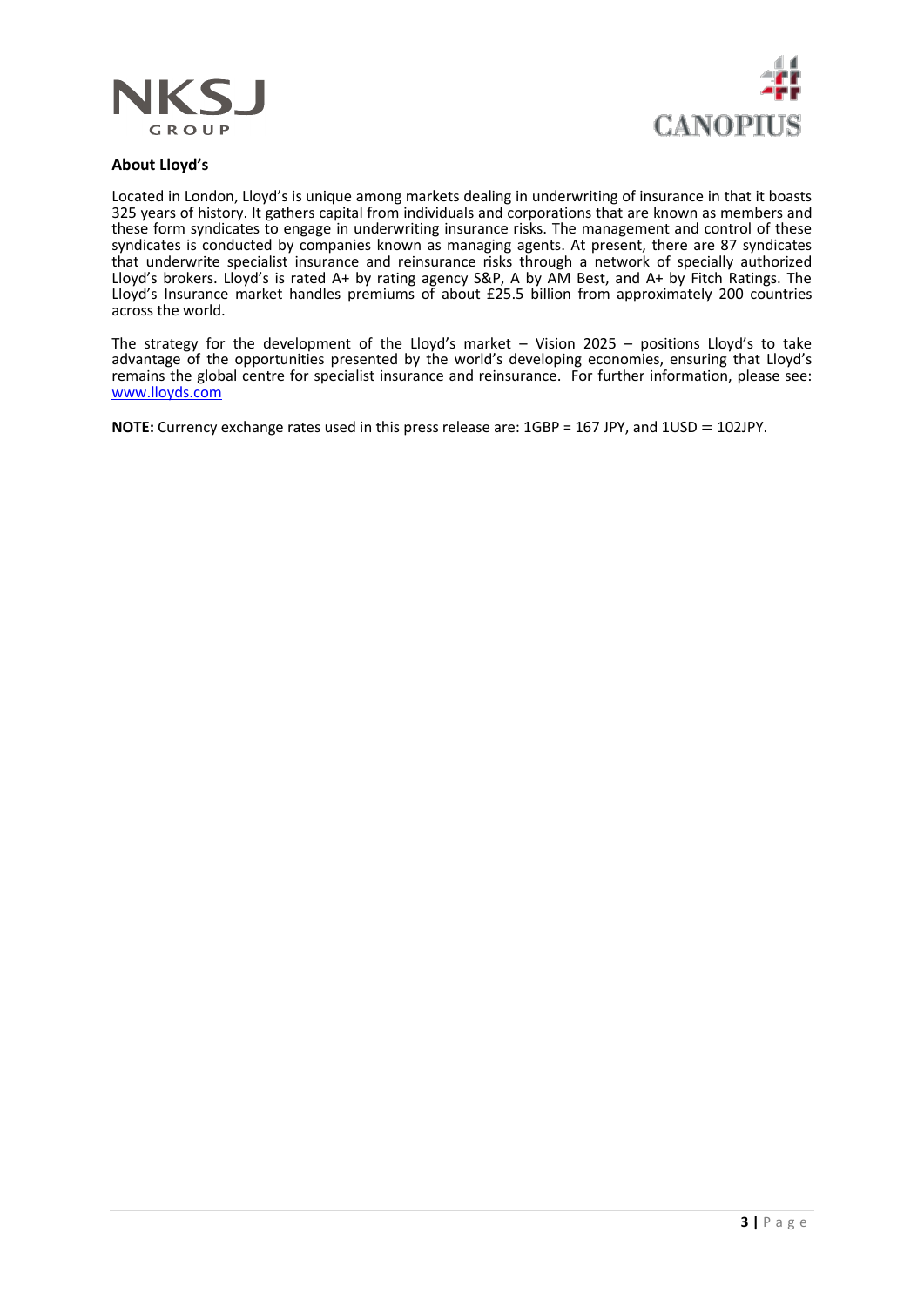**About Lloyd's**

Located in London, Lloyd's is unique among markets dealing in underwriting of insurance in that it boasts 325 years of history. It gathers capital from individuals and corporations that are known as members and these form syndicates to engage in underwriting insurance risks. The management and control of these syndicates is conducted by companies known as managing agents. At present, there are 87 syndicates that underwrite specialist insurance and reinsurance risks through a network of specially authorized Lloyd's brokers. Lloyd's is rated A+ by rating agency S&P, A by AM Best, and A+ by Fitch Ratings. The Lloyd's Insurance market handles premiums of about £25.5 billion from approximately 200 countries across the world.

The strategy for the development of the Lloyd's market – Vision 2025 – positions Lloyd's to take advantage of the opportunities presented by the world's developing economies, ensuring that Lloyd's remains the global centre for specialist insurance and reinsurance. For further information, please see: [www.lloyds.com](http://www.lloyds.com)

**NOTE:** Currency exchange rates used in this press release are: 1GBP = 167 JPY, and 1USD = 102JPY.